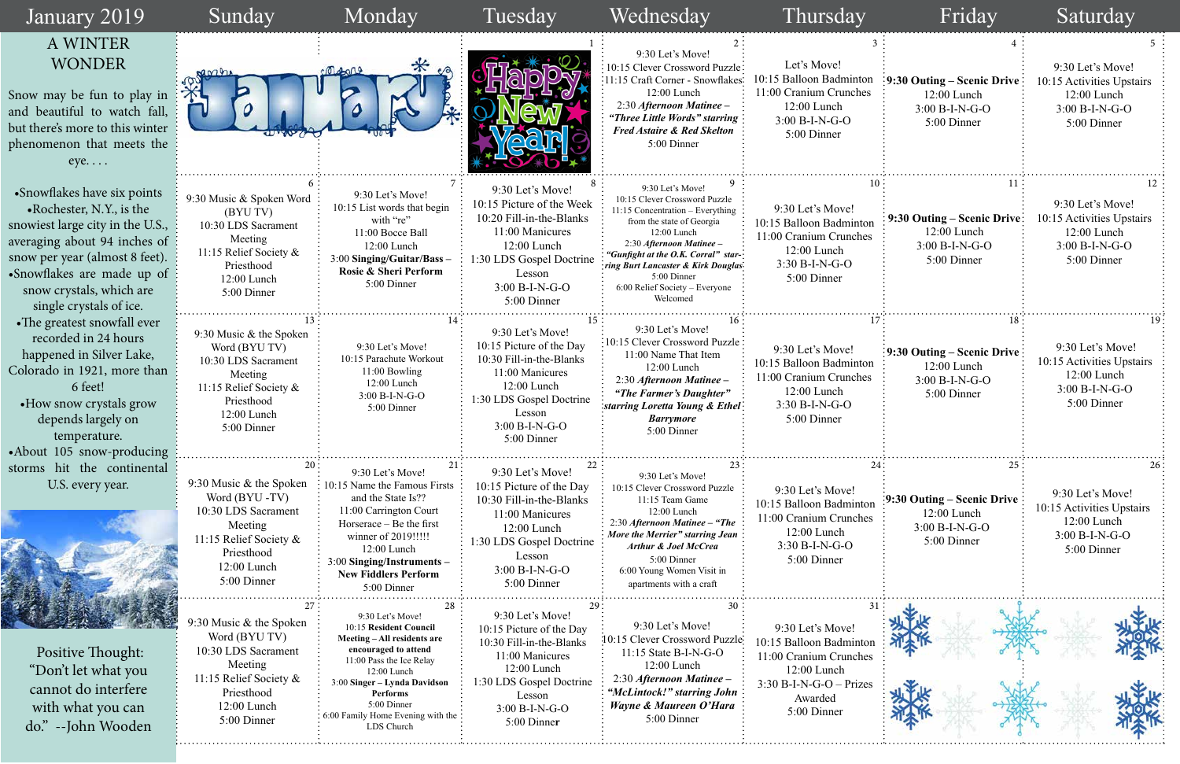# January 2019

## A WINTER WONDER

Snow may be fun to play in and beautiful to watch fall, but there's more to this winter phenomenon that meets the eye. . . .

- Snowflakes have six points
- Rochester, N.Y., is the snowiest large city in the U.S., averaging about 94 inches of snow per year (almost 8 feet).
- Snowflakes are made up of snow crystals, which are single crystals of ice.
- The greatest snowfall ever recorded in 24 hours happened in Silver Lake, Colorado in 1921, more than 6 feet!
- How snow crystals grow depends largely on temperature.
- About 105 snow-producing storms hit the continental U.S. every year.

Positive Thought: "Don't let what you cannot do interfere with what you can do." --John Wooden

| Sunday | Monday | Tuesday | Wednesday | Thursday | Friday | Saturday |
|---|---|---|---|---|---|---|
| | | **1** Happy New Year! | **2** 9:30 Let's Move!<br>10:15 Clever Crossword Puzzle<br>11:15 Craft Corner - Snowflakes<br>12:00 Lunch<br>2:30 *Afternoon Matinee – "Three Little Words" starring Fred Astaire & Red Skelton*<br>5:00 Dinner | **3** Let's Move!<br>10:15 Balloon Badminton<br>11:00 Cranium Crunches<br>12:00 Lunch<br>3:00 B-I-N-G-O<br>5:00 Dinner | **4** **9:30 Outing – Scenic Drive**<br>12:00 Lunch<br>3:00 B-I-N-G-O<br>5:00 Dinner | **5** 9:30 Let's Move!<br>10:15 Activities Upstairs<br>12:00 Lunch<br>3:00 B-I-N-G-O<br>5:00 Dinner |
| **6** 9:30 Music & Spoken Word (BYU TV)<br>10:30 LDS Sacrament Meeting<br>11:15 Relief Society & Priesthood<br>12:00 Lunch<br>5:00 Dinner | **7** 9:30 Let's Move!<br>10:15 List words that begin with "re"<br>11:00 Bocce Ball<br>12:00 Lunch<br>3:00 **Singing/Guitar/Bass – Rosie & Sheri Perform**<br>5:00 Dinner | **8** 9:30 Let's Move!<br>10:15 Picture of the Week<br>10:20 Fill-in-the-Blanks<br>11:00 Manicures<br>12:00 Lunch<br>1:30 LDS Gospel Doctrine Lesson<br>3:00 B-I-N-G-O<br>5:00 Dinner | **9** 9:30 Let's Move!<br>10:15 Clever Crossword Puzzle<br>11:15 Concentration – Everything from the state of Georgia<br>12:00 Lunch<br>2:30 *Afternoon Matinee – "Gunfight at the O.K. Corral" starring Burt Lancaster & Kirk Douglas*<br>5:00 Dinner<br>6:00 Relief Society – Everyone Welcomed | **10** 9:30 Let's Move!<br>10:15 Balloon Badminton<br>11:00 Cranium Crunches<br>12:00 Lunch<br>3:30 B-I-N-G-O<br>5:00 Dinner | **11** **9:30 Outing – Scenic Drive**<br>12:00 Lunch<br>3:00 B-I-N-G-O<br>5:00 Dinner | **12** 9:30 Let's Move!<br>10:15 Activities Upstairs<br>12:00 Lunch<br>3:00 B-I-N-G-O<br>5:00 Dinner |
| **13** 9:30 Music & the Spoken Word (BYU TV)<br>10:30 LDS Sacrament Meeting<br>11:15 Relief Society & Priesthood<br>12:00 Lunch<br>5:00 Dinner | **14** 9:30 Let's Move!<br>10:15 Parachute Workout<br>11:00 Bowling<br>12:00 Lunch<br>3:00 B-I-N-G-O<br>5:00 Dinner | **15** 9:30 Let's Move!<br>10:15 Picture of the Day<br>10:30 Fill-in-the-Blanks<br>11:00 Manicures<br>12:00 Lunch<br>1:30 LDS Gospel Doctrine Lesson<br>3:00 B-I-N-G-O<br>5:00 Dinner | **16** 9:30 Let's Move!<br>10:15 Clever Crossword Puzzle<br>11:00 Name That Item<br>12:00 Lunch<br>2:30 *Afternoon Matinee – "The Farmer's Daughter" starring Loretta Young & Ethel Barrymore*<br>5:00 Dinner | **17** 9:30 Let's Move!<br>10:15 Balloon Badminton<br>11:00 Cranium Crunches<br>12:00 Lunch<br>3:30 B-I-N-G-O<br>5:00 Dinner | **18** **9:30 Outing – Scenic Drive**<br>12:00 Lunch<br>3:00 B-I-N-G-O<br>5:00 Dinner | **19** 9:30 Let's Move!<br>10:15 Activities Upstairs<br>12:00 Lunch<br>3:00 B-I-N-G-O<br>5:00 Dinner |
| **20** 9:30 Music & the Spoken Word (BYU -TV)<br>10:30 LDS Sacrament Meeting<br>11:15 Relief Society & Priesthood<br>12:00 Lunch<br>5:00 Dinner | **21** 9:30 Let's Move!<br>10:15 Name the Famous Firsts and the State Is??<br>11:00 Carrington Court Horserace – Be the first winner of 2019!!!!!<br>12:00 Lunch<br>3:00 **Singing/Instruments – New Fiddlers Perform**<br>5:00 Dinner | **22** 9:30 Let's Move!<br>10:15 Picture of the Day<br>10:30 Fill-in-the-Blanks<br>11:00 Manicures<br>12:00 Lunch<br>1:30 LDS Gospel Doctrine Lesson<br>3:00 B-I-N-G-O<br>5:00 Dinner | **23** 9:30 Let's Move!<br>10:15 Clever Crossword Puzzle<br>11:15 Team Game<br>12:00 Lunch<br>2:30 *Afternoon Matinee – "The More the Merrier" starring Jean Arthur & Joel McCrea*<br>5:00 Dinner<br>6:00 Young Women Visit in apartments with a craft | **24** 9:30 Let's Move!<br>10:15 Balloon Badminton<br>11:00 Cranium Crunches<br>12:00 Lunch<br>3:30 B-I-N-G-O<br>5:00 Dinner | **25** **9:30 Outing – Scenic Drive**<br>12:00 Lunch<br>3:00 B-I-N-G-O<br>5:00 Dinner | **26** 9:30 Let's Move!<br>10:15 Activities Upstairs<br>12:00 Lunch<br>3:00 B-I-N-G-O<br>5:00 Dinner |
| **27** 9:30 Music & the Spoken Word (BYU TV)<br>10:30 LDS Sacrament Meeting<br>11:15 Relief Society & Priesthood<br>12:00 Lunch<br>5:00 Dinner | **28** 9:30 Let's Move!<br>10:15 **Resident Council Meeting – All residents are encouraged to attend**<br>11:00 Pass the Ice Relay<br>12:00 Lunch<br>3:00 **Singer – Lynda Davidson Performs**<br>5:00 Dinner<br>6:00 Family Home Evening with the LDS Church | **29** 9:30 Let's Move!<br>10:15 Picture of the Day<br>10:30 Fill-in-the-Blanks<br>11:00 Manicures<br>12:00 Lunch<br>1:30 LDS Gospel Doctrine Lesson<br>3:00 B-I-N-G-O<br>5:00 Dinner | **30** 9:30 Let's Move!<br>10:15 Clever Crossword Puzzle<br>11:15 State B-I-N-G-O<br>12:00 Lunch<br>2:30 *Afternoon Matinee – "McLintock!" starring John Wayne & Maureen O'Hara*<br>5:00 Dinner | **31** 9:30 Let's Move!<br>10:15 Balloon Badminton<br>11:00 Cranium Crunches<br>12:00 Lunch<br>3:30 B-I-N-G-O – Prizes Awarded<br>5:00 Dinner | | |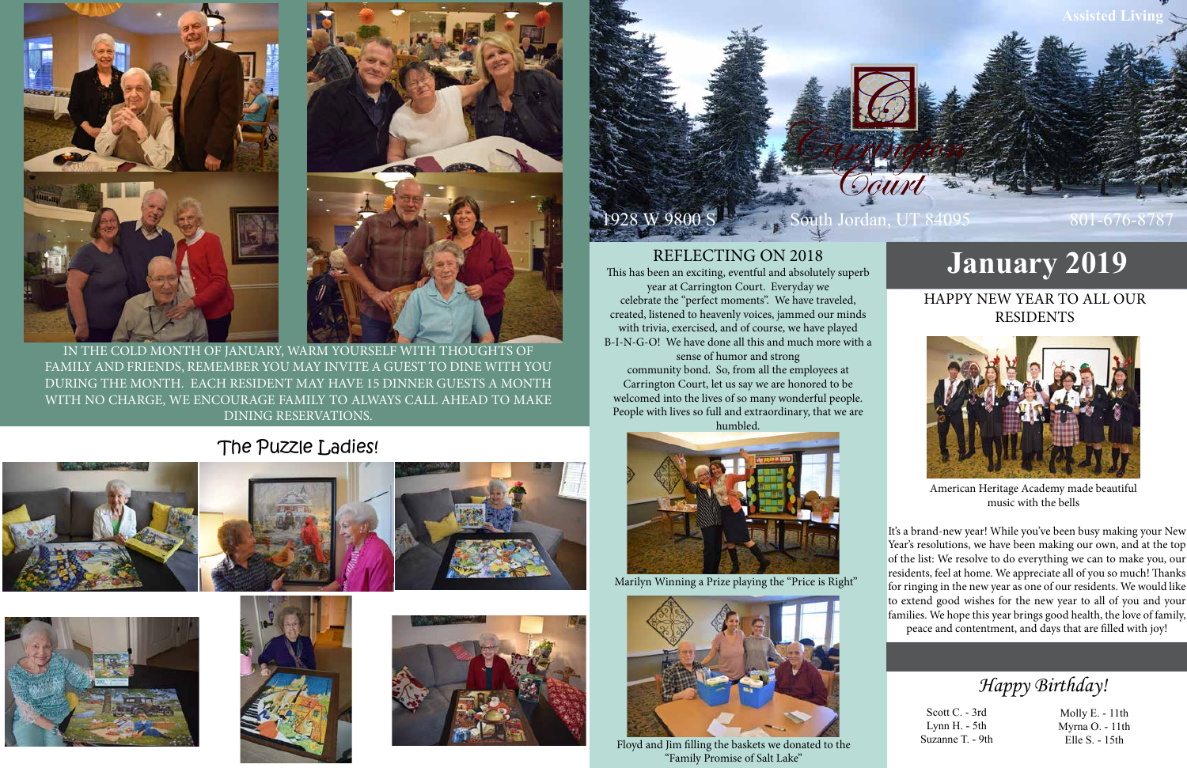Assisted Living

Carrington Court

1928 W 9800 S South Jordan, UT 84095 801-676-8787

# January 2019

## HAPPY NEW YEAR TO ALL OUR RESIDENTS

American Heritage Academy made beautiful music with the bells

It's a brand-new year! While you've been busy making your New Year's resolutions, we have been making our own, and at the top of the list: We resolve to do everything we can to make you, our residents, feel at home. We appreciate all of you so much! Thanks for ringing in the new year as one of our residents. We would like to extend good wishes for the new year to all of you and your families. We hope this year brings good health, the love of family, peace and contentment, and days that are filled with joy!

## REFLECTING ON 2018

This has been an exciting, eventful and absolutely superb year at Carrington Court. Everyday we celebrate the "perfect moments". We have traveled, created, listened to heavenly voices, jammed our minds with trivia, exercised, and of course, we have played B-I-N-G-O! We have done all this and much more with a sense of humor and strong community bond. So, from all the employees at Carrington Court, let us say we are honored to be welcomed into the lives of so many wonderful people. People with lives so full and extraordinary, that we are humbled.

Marilyn Winning a Prize playing the "Price is Right"

Floyd and Jim filling the baskets we donated to the "Family Promise of Salt Lake"

IN THE COLD MONTH OF JANUARY, WARM YOURSELF WITH THOUGHTS OF FAMILY AND FRIENDS, REMEMBER YOU MAY INVITE A GUEST TO DINE WITH YOU DURING THE MONTH. EACH RESIDENT MAY HAVE 15 DINNER GUESTS A MONTH WITH NO CHARGE, WE ENCOURAGE FAMILY TO ALWAYS CALL AHEAD TO MAKE DINING RESERVATIONS.

## The Puzzle Ladies!

## *Happy Birthday!*

Scott C. - 3rd
Lynn H. - 5th
Suzanne T. - 9th
Molly E. - 11th
Myrna O. - 11th
Elle S. - 15th